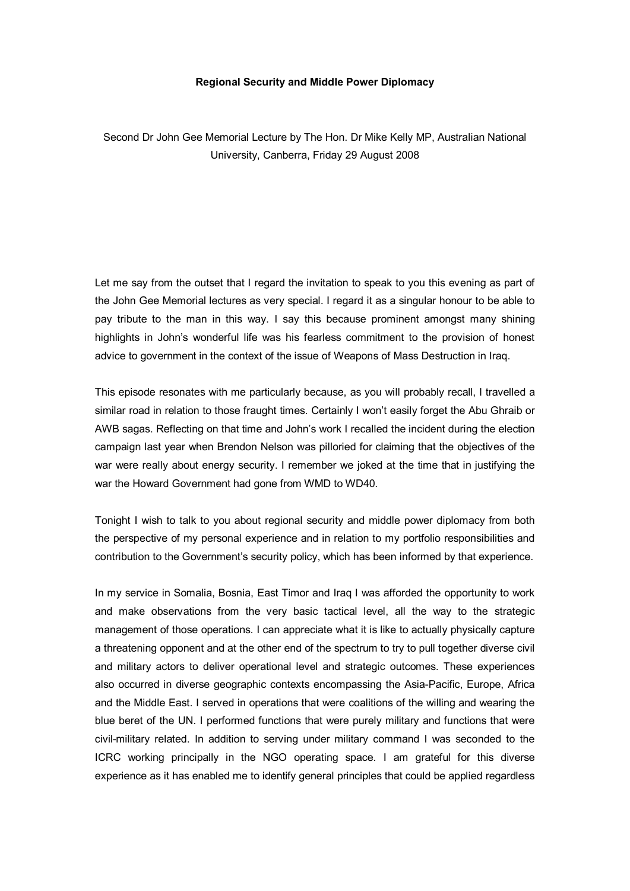# Regional Security and Middle Power Diplomacy

Second Dr John Gee Memorial Lecture by The Hon. Dr Mike Kelly MP, Australian National University, Canberra, Friday 29 August 2008

Let me say from the outset that I regard the invitation to speak to you this evening as part of the John Gee Memorial lectures as very special. I regard it as a singular honour to be able to pay tribute to the man in this way. I say this because prominent amongst many shining highlights in John's wonderful life was his fearless commitment to the provision of honest advice to government in the context of the issue of Weapons of Mass Destruction in Iraq.

This episode resonates with me particularly because, as you will probably recall, I travelled a similar road in relation to those fraught times. Certainly I won't easily forget the Abu Ghraib or AWB sagas. Reflecting on that time and John's work I recalled the incident during the election campaign last year when Brendon Nelson was pilloried for claiming that the objectives of the war were really about energy security. I remember we joked at the time that in justifying the war the Howard Government had gone from WMD to WD40.

Tonight I wish to talk to you about regional security and middle power diplomacy from both the perspective of my personal experience and in relation to my portfolio responsibilities and contribution to the Government's security policy, which has been informed by that experience.

In my service in Somalia, Bosnia, East Timor and Iraq I was afforded the opportunity to work and make observations from the very basic tactical level, all the way to the strategic management of those operations. I can appreciate what it is like to actually physically capture a threatening opponent and at the other end of the spectrum to try to pull together diverse civil and military actors to deliver operational level and strategic outcomes. These experiences also occurred in diverse geographic contexts encompassing the Asia-Pacific, Europe, Africa and the Middle East. I served in operations that were coalitions of the willing and wearing the blue beret of the UN. I performed functions that were purely military and functions that were civil-military related. In addition to serving under military command I was seconded to the ICRC working principally in the NGO operating space. I am grateful for this diverse experience as it has enabled me to identify general principles that could be applied regardless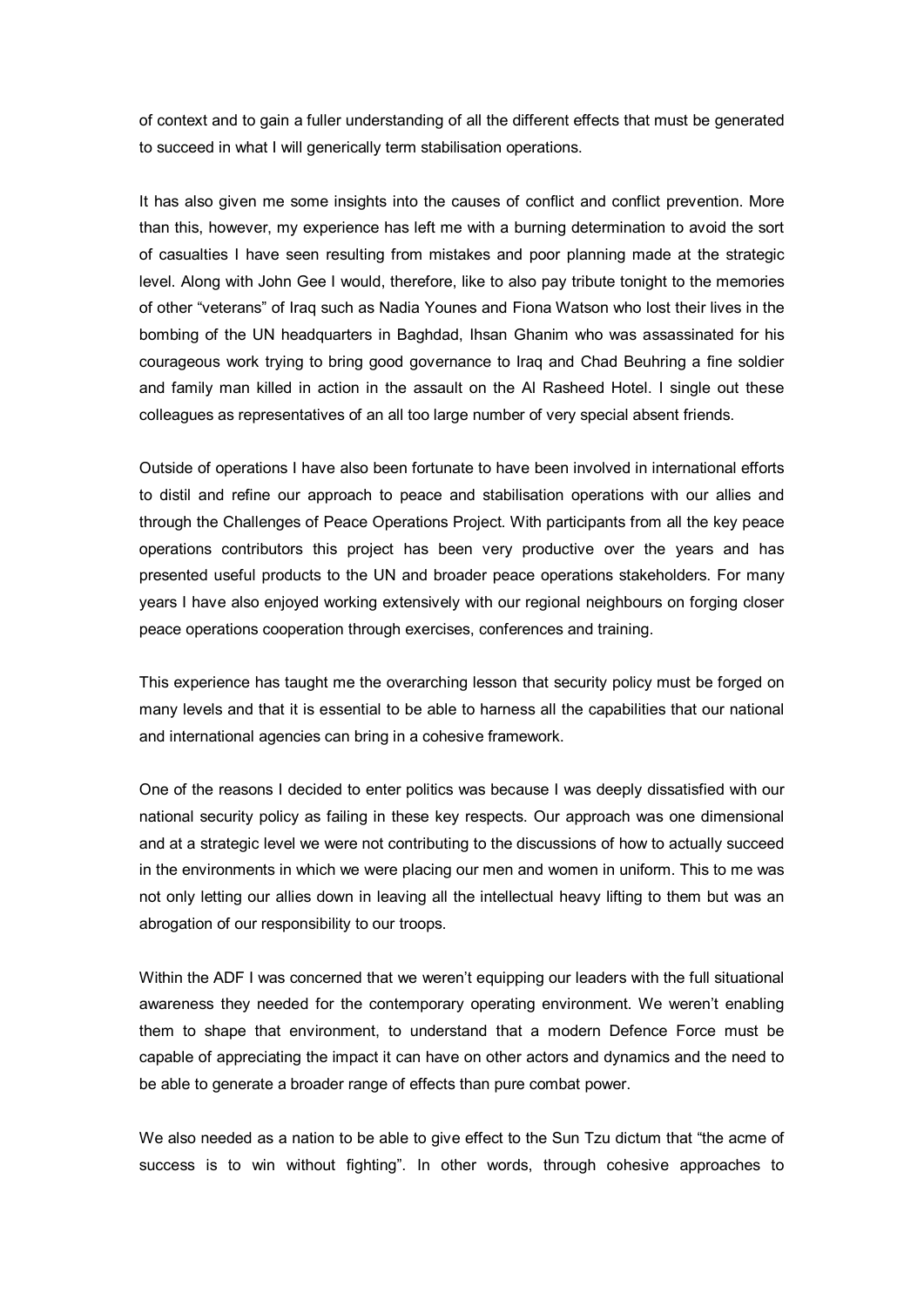of context and to gain a fuller understanding of all the different effects that must be generated to succeed in what I will generically term stabilisation operations.

It has also given me some insights into the causes of conflict and conflict prevention. More than this, however, my experience has left me with a burning determination to avoid the sort of casualties I have seen resulting from mistakes and poor planning made at the strategic level. Along with John Gee I would, therefore, like to also pay tribute tonight to the memories of other "veterans" of Iraq such as Nadia Younes and Fiona Watson who lost their lives in the bombing of the UN headquarters in Baghdad, Ihsan Ghanim who was assassinated for his courageous work trying to bring good governance to Iraq and Chad Beuhring a fine soldier and family man killed in action in the assault on the Al Rasheed Hotel. I single out these colleagues as representatives of an all too large number of very special absent friends.

Outside of operations I have also been fortunate to have been involved in international efforts to distil and refine our approach to peace and stabilisation operations with our allies and through the Challenges of Peace Operations Project. With participants from all the key peace operations contributors this project has been very productive over the years and has presented useful products to the UN and broader peace operations stakeholders. For many years I have also enjoyed working extensively with our regional neighbours on forging closer peace operations cooperation through exercises, conferences and training.

This experience has taught me the overarching lesson that security policy must be forged on many levels and that it is essential to be able to harness all the capabilities that our national and international agencies can bring in a cohesive framework.

One of the reasons I decided to enter politics was because I was deeply dissatisfied with our national security policy as failing in these key respects. Our approach was one dimensional and at a strategic level we were not contributing to the discussions of how to actually succeed in the environments in which we were placing our men and women in uniform. This to me was not only letting our allies down in leaving all the intellectual heavy lifting to them but was an abrogation of our responsibility to our troops.

Within the ADF I was concerned that we weren't equipping our leaders with the full situational awareness they needed for the contemporary operating environment. We weren't enabling them to shape that environment, to understand that a modern Defence Force must be capable of appreciating the impact it can have on other actors and dynamics and the need to be able to generate a broader range of effects than pure combat power.

We also needed as a nation to be able to give effect to the Sun Tzu dictum that "the acme of success is to win without fighting". In other words, through cohesive approaches to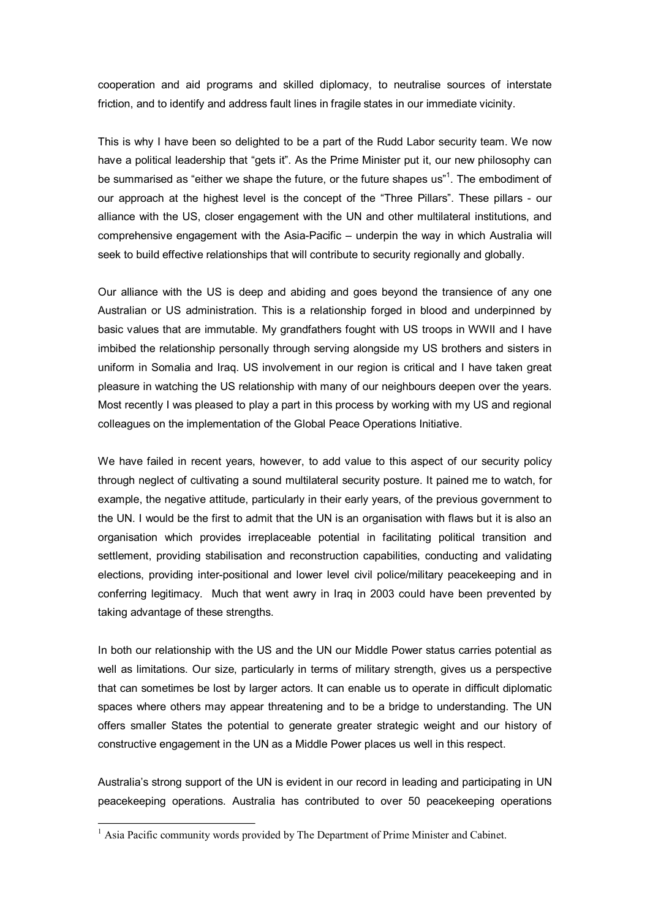cooperation and aid programs and skilled diplomacy, to neutralise sources of interstate friction, and to identify and address fault lines in fragile states in our immediate vicinity.

This is why I have been so delighted to be a part of the Rudd Labor security team. We now have a political leadership that "gets it". As the Prime Minister put it, our new philosophy can be summarised as "either we shape the future, or the future shapes us"[1]. The embodiment of our approach at the highest level is the concept of the "Three Pillars". These pillars - our alliance with the US, closer engagement with the UN and other multilateral institutions, and comprehensive engagement with the Asia-Pacific – underpin the way in which Australia will seek to build effective relationships that will contribute to security regionally and globally.

Our alliance with the US is deep and abiding and goes beyond the transience of any one Australian or US administration. This is a relationship forged in blood and underpinned by basic values that are immutable. My grandfathers fought with US troops in WWII and I have imbibed the relationship personally through serving alongside my US brothers and sisters in uniform in Somalia and Iraq. US involvement in our region is critical and I have taken great pleasure in watching the US relationship with many of our neighbours deepen over the years. Most recently I was pleased to play a part in this process by working with my US and regional colleagues on the implementation of the Global Peace Operations Initiative.

We have failed in recent years, however, to add value to this aspect of our security policy through neglect of cultivating a sound multilateral security posture. It pained me to watch, for example, the negative attitude, particularly in their early years, of the previous government to the UN. I would be the first to admit that the UN is an organisation with flaws but it is also an organisation which provides irreplaceable potential in facilitating political transition and settlement, providing stabilisation and reconstruction capabilities, conducting and validating elections, providing inter-positional and lower level civil police/military peacekeeping and in conferring legitimacy. Much that went awry in Iraq in 2003 could have been prevented by taking advantage of these strengths.

In both our relationship with the US and the UN our Middle Power status carries potential as well as limitations. Our size, particularly in terms of military strength, gives us a perspective that can sometimes be lost by larger actors. It can enable us to operate in difficult diplomatic spaces where others may appear threatening and to be a bridge to understanding. The UN offers smaller States the potential to generate greater strategic weight and our history of constructive engagement in the UN as a Middle Power places us well in this respect.

Australia's strong support of the UN is evident in our record in leading and participating in UN peacekeeping operations. Australia has contributed to over 50 peacekeeping operations

---

[1] Asia Pacific community words provided by The Department of Prime Minister and Cabinet.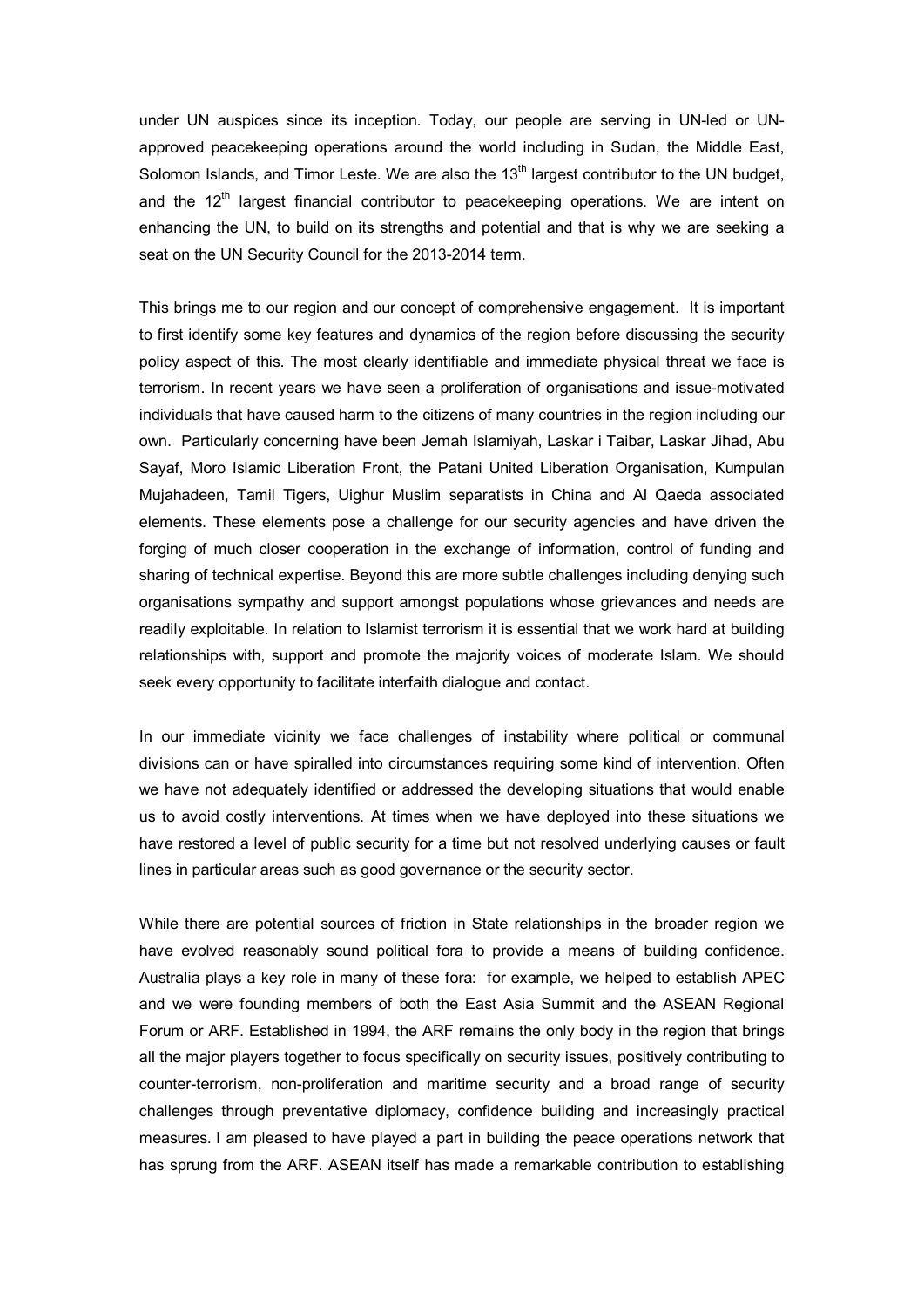under UN auspices since its inception. Today, our people are serving in UN-led or UN-approved peacekeeping operations around the world including in Sudan, the Middle East, Solomon Islands, and Timor Leste. We are also the 13th largest contributor to the UN budget, and the 12th largest financial contributor to peacekeeping operations. We are intent on enhancing the UN, to build on its strengths and potential and that is why we are seeking a seat on the UN Security Council for the 2013-2014 term.

This brings me to our region and our concept of comprehensive engagement. It is important to first identify some key features and dynamics of the region before discussing the security policy aspect of this. The most clearly identifiable and immediate physical threat we face is terrorism. In recent years we have seen a proliferation of organisations and issue-motivated individuals that have caused harm to the citizens of many countries in the region including our own. Particularly concerning have been Jemah Islamiyah, Laskar i Taibar, Laskar Jihad, Abu Sayaf, Moro Islamic Liberation Front, the Patani United Liberation Organisation, Kumpulan Mujahadeen, Tamil Tigers, Uighur Muslim separatists in China and Al Qaeda associated elements. These elements pose a challenge for our security agencies and have driven the forging of much closer cooperation in the exchange of information, control of funding and sharing of technical expertise. Beyond this are more subtle challenges including denying such organisations sympathy and support amongst populations whose grievances and needs are readily exploitable. In relation to Islamist terrorism it is essential that we work hard at building relationships with, support and promote the majority voices of moderate Islam. We should seek every opportunity to facilitate interfaith dialogue and contact.

In our immediate vicinity we face challenges of instability where political or communal divisions can or have spiralled into circumstances requiring some kind of intervention. Often we have not adequately identified or addressed the developing situations that would enable us to avoid costly interventions. At times when we have deployed into these situations we have restored a level of public security for a time but not resolved underlying causes or fault lines in particular areas such as good governance or the security sector.

While there are potential sources of friction in State relationships in the broader region we have evolved reasonably sound political fora to provide a means of building confidence. Australia plays a key role in many of these fora: for example, we helped to establish APEC and we were founding members of both the East Asia Summit and the ASEAN Regional Forum or ARF. Established in 1994, the ARF remains the only body in the region that brings all the major players together to focus specifically on security issues, positively contributing to counter-terrorism, non-proliferation and maritime security and a broad range of security challenges through preventative diplomacy, confidence building and increasingly practical measures. I am pleased to have played a part in building the peace operations network that has sprung from the ARF. ASEAN itself has made a remarkable contribution to establishing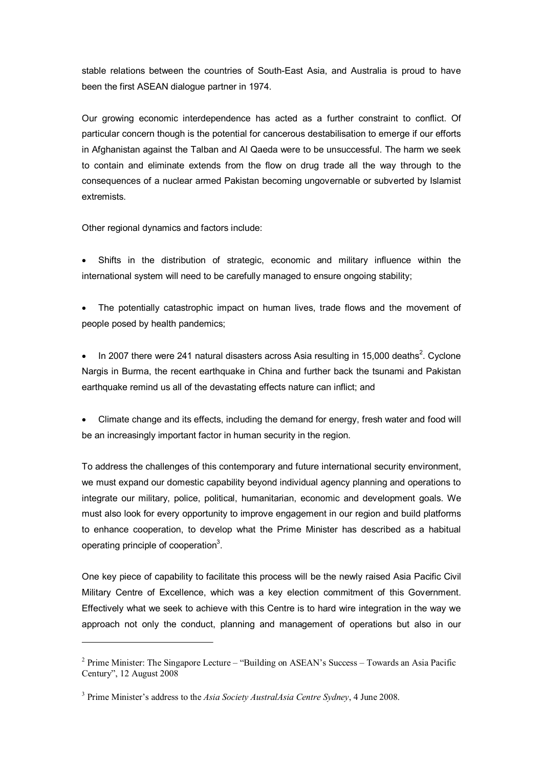stable relations between the countries of South-East Asia, and Australia is proud to have been the first ASEAN dialogue partner in 1974.

Our growing economic interdependence has acted as a further constraint to conflict. Of particular concern though is the potential for cancerous destabilisation to emerge if our efforts in Afghanistan against the Talban and Al Qaeda were to be unsuccessful. The harm we seek to contain and eliminate extends from the flow on drug trade all the way through to the consequences of a nuclear armed Pakistan becoming ungovernable or subverted by Islamist extremists.

Other regional dynamics and factors include:

- Shifts in the distribution of strategic, economic and military influence within the international system will need to be carefully managed to ensure ongoing stability;

- The potentially catastrophic impact on human lives, trade flows and the movement of people posed by health pandemics;

- In 2007 there were 241 natural disasters across Asia resulting in 15,000 deaths[2]. Cyclone Nargis in Burma, the recent earthquake in China and further back the tsunami and Pakistan earthquake remind us all of the devastating effects nature can inflict; and

- Climate change and its effects, including the demand for energy, fresh water and food will be an increasingly important factor in human security in the region.

To address the challenges of this contemporary and future international security environment, we must expand our domestic capability beyond individual agency planning and operations to integrate our military, police, political, humanitarian, economic and development goals. We must also look for every opportunity to improve engagement in our region and build platforms to enhance cooperation, to develop what the Prime Minister has described as a habitual operating principle of cooperation[3].

One key piece of capability to facilitate this process will be the newly raised Asia Pacific Civil Military Centre of Excellence, which was a key election commitment of this Government. Effectively what we seek to achieve with this Centre is to hard wire integration in the way we approach not only the conduct, planning and management of operations but also in our

---

[2] Prime Minister: The Singapore Lecture – "Building on ASEAN's Success – Towards an Asia Pacific Century", 12 August 2008

[3] Prime Minister's address to the *Asia Society AustralAsia Centre Sydney*, 4 June 2008.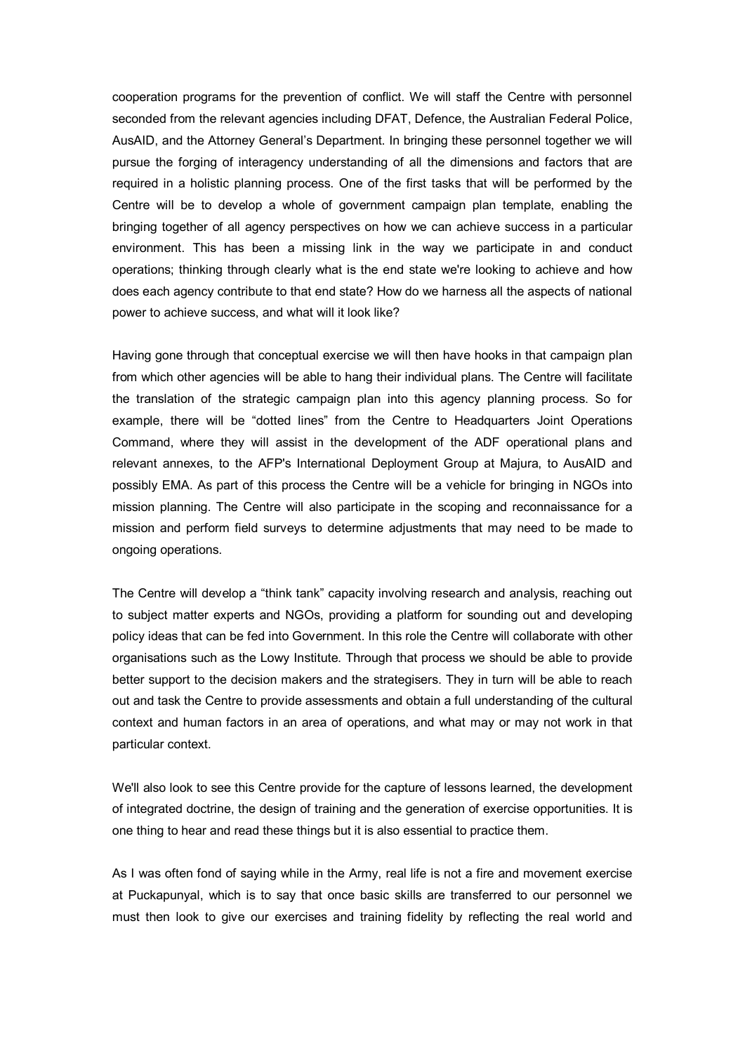cooperation programs for the prevention of conflict. We will staff the Centre with personnel seconded from the relevant agencies including DFAT, Defence, the Australian Federal Police, AusAID, and the Attorney General's Department. In bringing these personnel together we will pursue the forging of interagency understanding of all the dimensions and factors that are required in a holistic planning process. One of the first tasks that will be performed by the Centre will be to develop a whole of government campaign plan template, enabling the bringing together of all agency perspectives on how we can achieve success in a particular environment. This has been a missing link in the way we participate in and conduct operations; thinking through clearly what is the end state we're looking to achieve and how does each agency contribute to that end state? How do we harness all the aspects of national power to achieve success, and what will it look like?

Having gone through that conceptual exercise we will then have hooks in that campaign plan from which other agencies will be able to hang their individual plans. The Centre will facilitate the translation of the strategic campaign plan into this agency planning process. So for example, there will be "dotted lines" from the Centre to Headquarters Joint Operations Command, where they will assist in the development of the ADF operational plans and relevant annexes, to the AFP's International Deployment Group at Majura, to AusAID and possibly EMA. As part of this process the Centre will be a vehicle for bringing in NGOs into mission planning. The Centre will also participate in the scoping and reconnaissance for a mission and perform field surveys to determine adjustments that may need to be made to ongoing operations.

The Centre will develop a "think tank" capacity involving research and analysis, reaching out to subject matter experts and NGOs, providing a platform for sounding out and developing policy ideas that can be fed into Government. In this role the Centre will collaborate with other organisations such as the Lowy Institute. Through that process we should be able to provide better support to the decision makers and the strategisers. They in turn will be able to reach out and task the Centre to provide assessments and obtain a full understanding of the cultural context and human factors in an area of operations, and what may or may not work in that particular context.

We'll also look to see this Centre provide for the capture of lessons learned, the development of integrated doctrine, the design of training and the generation of exercise opportunities. It is one thing to hear and read these things but it is also essential to practice them.

As I was often fond of saying while in the Army, real life is not a fire and movement exercise at Puckapunyal, which is to say that once basic skills are transferred to our personnel we must then look to give our exercises and training fidelity by reflecting the real world and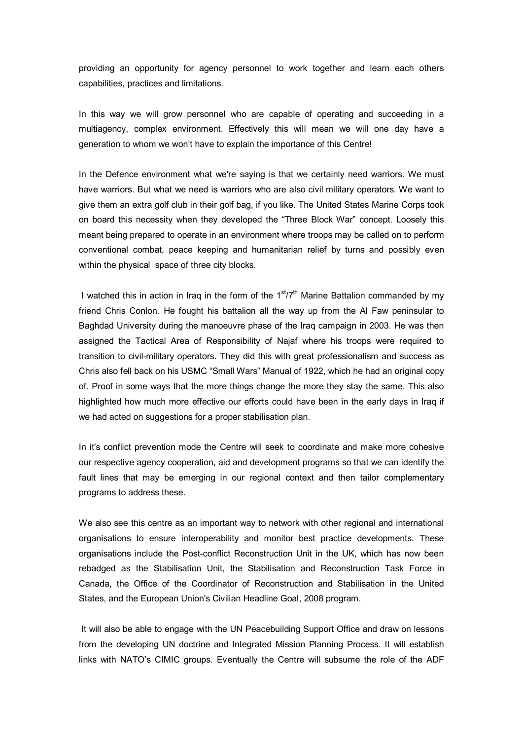providing an opportunity for agency personnel to work together and learn each others capabilities, practices and limitations.

In this way we will grow personnel who are capable of operating and succeeding in a multiagency, complex environment. Effectively this will mean we will one day have a generation to whom we won't have to explain the importance of this Centre!

In the Defence environment what we're saying is that we certainly need warriors. We must have warriors. But what we need is warriors who are also civil military operators. We want to give them an extra golf club in their golf bag, if you like. The United States Marine Corps took on board this necessity when they developed the "Three Block War" concept. Loosely this meant being prepared to operate in an environment where troops may be called on to perform conventional combat, peace keeping and humanitarian relief by turns and possibly even within the physical space of three city blocks.

I watched this in action in Iraq in the form of the 1st/7th Marine Battalion commanded by my friend Chris Conlon. He fought his battalion all the way up from the Al Faw peninsular to Baghdad University during the manoeuvre phase of the Iraq campaign in 2003. He was then assigned the Tactical Area of Responsibility of Najaf where his troops were required to transition to civil-military operators. They did this with great professionalism and success as Chris also fell back on his USMC "Small Wars" Manual of 1922, which he had an original copy of. Proof in some ways that the more things change the more they stay the same. This also highlighted how much more effective our efforts could have been in the early days in Iraq if we had acted on suggestions for a proper stabilisation plan.

In it's conflict prevention mode the Centre will seek to coordinate and make more cohesive our respective agency cooperation, aid and development programs so that we can identify the fault lines that may be emerging in our regional context and then tailor complementary programs to address these.

We also see this centre as an important way to network with other regional and international organisations to ensure interoperability and monitor best practice developments. These organisations include the Post-conflict Reconstruction Unit in the UK, which has now been rebadged as the Stabilisation Unit, the Stabilisation and Reconstruction Task Force in Canada, the Office of the Coordinator of Reconstruction and Stabilisation in the United States, and the European Union's Civilian Headline Goal, 2008 program.

It will also be able to engage with the UN Peacebuilding Support Office and draw on lessons from the developing UN doctrine and Integrated Mission Planning Process. It will establish links with NATO's CIMIC groups. Eventually the Centre will subsume the role of the ADF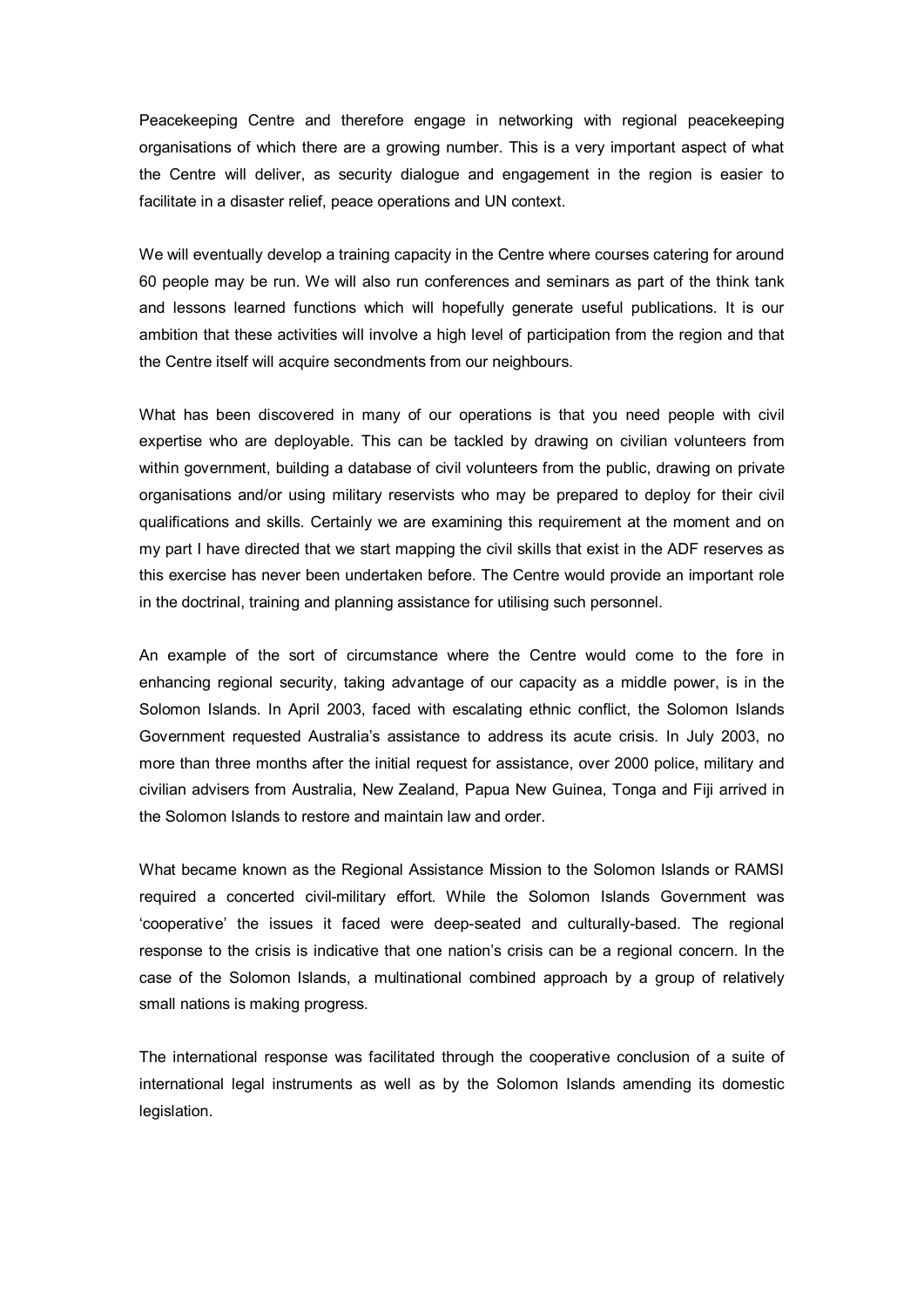Peacekeeping Centre and therefore engage in networking with regional peacekeeping organisations of which there are a growing number. This is a very important aspect of what the Centre will deliver, as security dialogue and engagement in the region is easier to facilitate in a disaster relief, peace operations and UN context.

We will eventually develop a training capacity in the Centre where courses catering for around 60 people may be run. We will also run conferences and seminars as part of the think tank and lessons learned functions which will hopefully generate useful publications. It is our ambition that these activities will involve a high level of participation from the region and that the Centre itself will acquire secondments from our neighbours.

What has been discovered in many of our operations is that you need people with civil expertise who are deployable. This can be tackled by drawing on civilian volunteers from within government, building a database of civil volunteers from the public, drawing on private organisations and/or using military reservists who may be prepared to deploy for their civil qualifications and skills. Certainly we are examining this requirement at the moment and on my part I have directed that we start mapping the civil skills that exist in the ADF reserves as this exercise has never been undertaken before. The Centre would provide an important role in the doctrinal, training and planning assistance for utilising such personnel.

An example of the sort of circumstance where the Centre would come to the fore in enhancing regional security, taking advantage of our capacity as a middle power, is in the Solomon Islands. In April 2003, faced with escalating ethnic conflict, the Solomon Islands Government requested Australia's assistance to address its acute crisis. In July 2003, no more than three months after the initial request for assistance, over 2000 police, military and civilian advisers from Australia, New Zealand, Papua New Guinea, Tonga and Fiji arrived in the Solomon Islands to restore and maintain law and order.

What became known as the Regional Assistance Mission to the Solomon Islands or RAMSI required a concerted civil-military effort. While the Solomon Islands Government was 'cooperative' the issues it faced were deep-seated and culturally-based. The regional response to the crisis is indicative that one nation's crisis can be a regional concern. In the case of the Solomon Islands, a multinational combined approach by a group of relatively small nations is making progress.

The international response was facilitated through the cooperative conclusion of a suite of international legal instruments as well as by the Solomon Islands amending its domestic legislation.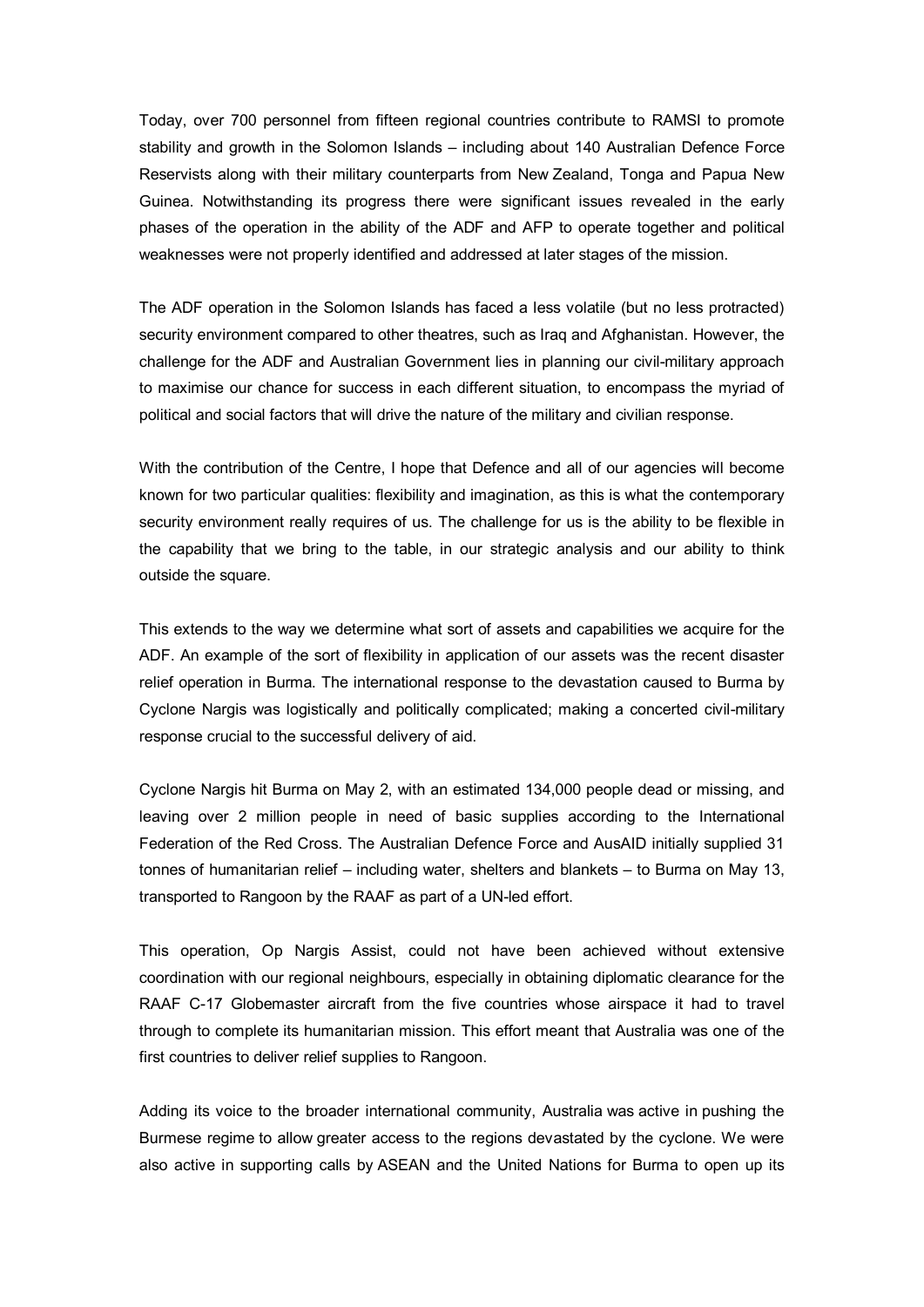Today, over 700 personnel from fifteen regional countries contribute to RAMSI to promote stability and growth in the Solomon Islands – including about 140 Australian Defence Force Reservists along with their military counterparts from New Zealand, Tonga and Papua New Guinea. Notwithstanding its progress there were significant issues revealed in the early phases of the operation in the ability of the ADF and AFP to operate together and political weaknesses were not properly identified and addressed at later stages of the mission.

The ADF operation in the Solomon Islands has faced a less volatile (but no less protracted) security environment compared to other theatres, such as Iraq and Afghanistan. However, the challenge for the ADF and Australian Government lies in planning our civil-military approach to maximise our chance for success in each different situation, to encompass the myriad of political and social factors that will drive the nature of the military and civilian response.

With the contribution of the Centre, I hope that Defence and all of our agencies will become known for two particular qualities: flexibility and imagination, as this is what the contemporary security environment really requires of us. The challenge for us is the ability to be flexible in the capability that we bring to the table, in our strategic analysis and our ability to think outside the square.

This extends to the way we determine what sort of assets and capabilities we acquire for the ADF. An example of the sort of flexibility in application of our assets was the recent disaster relief operation in Burma. The international response to the devastation caused to Burma by Cyclone Nargis was logistically and politically complicated; making a concerted civil-military response crucial to the successful delivery of aid.

Cyclone Nargis hit Burma on May 2, with an estimated 134,000 people dead or missing, and leaving over 2 million people in need of basic supplies according to the International Federation of the Red Cross. The Australian Defence Force and AusAID initially supplied 31 tonnes of humanitarian relief – including water, shelters and blankets – to Burma on May 13, transported to Rangoon by the RAAF as part of a UN-led effort.

This operation, Op Nargis Assist, could not have been achieved without extensive coordination with our regional neighbours, especially in obtaining diplomatic clearance for the RAAF C-17 Globemaster aircraft from the five countries whose airspace it had to travel through to complete its humanitarian mission. This effort meant that Australia was one of the first countries to deliver relief supplies to Rangoon.

Adding its voice to the broader international community, Australia was active in pushing the Burmese regime to allow greater access to the regions devastated by the cyclone. We were also active in supporting calls by ASEAN and the United Nations for Burma to open up its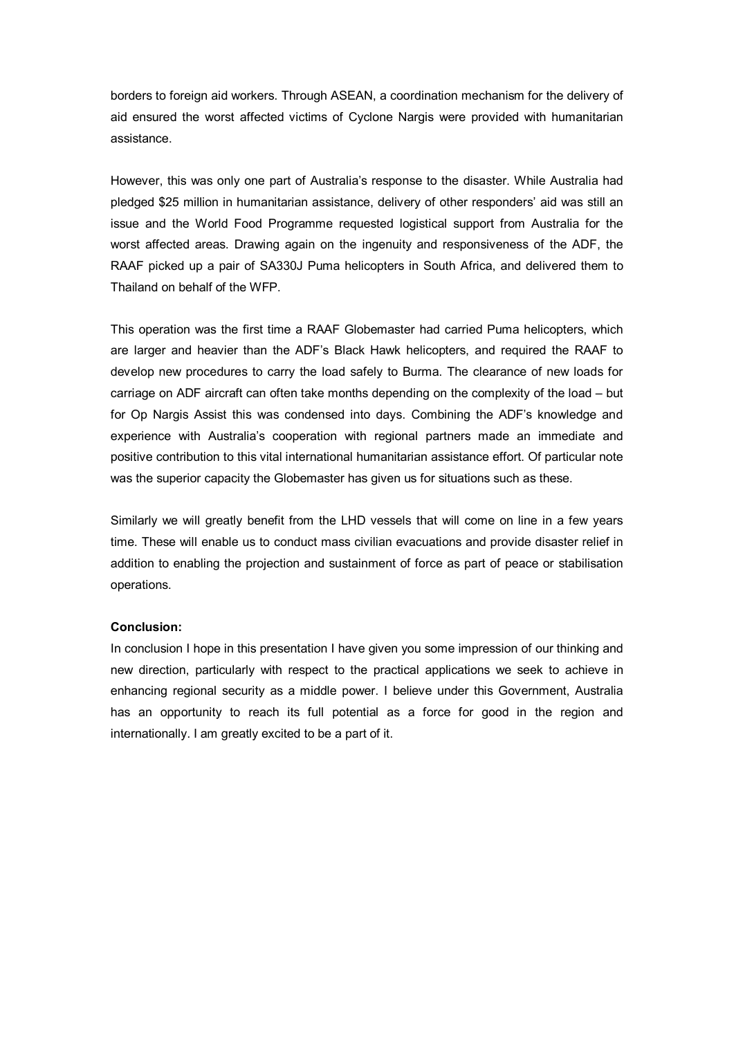borders to foreign aid workers. Through ASEAN, a coordination mechanism for the delivery of aid ensured the worst affected victims of Cyclone Nargis were provided with humanitarian assistance.

However, this was only one part of Australia's response to the disaster. While Australia had pledged $25 million in humanitarian assistance, delivery of other responders' aid was still an issue and the World Food Programme requested logistical support from Australia for the worst affected areas. Drawing again on the ingenuity and responsiveness of the ADF, the RAAF picked up a pair of SA330J Puma helicopters in South Africa, and delivered them to Thailand on behalf of the WFP.

This operation was the first time a RAAF Globemaster had carried Puma helicopters, which are larger and heavier than the ADF's Black Hawk helicopters, and required the RAAF to develop new procedures to carry the load safely to Burma. The clearance of new loads for carriage on ADF aircraft can often take months depending on the complexity of the load – but for Op Nargis Assist this was condensed into days. Combining the ADF's knowledge and experience with Australia's cooperation with regional partners made an immediate and positive contribution to this vital international humanitarian assistance effort. Of particular note was the superior capacity the Globemaster has given us for situations such as these.

Similarly we will greatly benefit from the LHD vessels that will come on line in a few years time. These will enable us to conduct mass civilian evacuations and provide disaster relief in addition to enabling the projection and sustainment of force as part of peace or stabilisation operations.

**Conclusion:**

In conclusion I hope in this presentation I have given you some impression of our thinking and new direction, particularly with respect to the practical applications we seek to achieve in enhancing regional security as a middle power. I believe under this Government, Australia has an opportunity to reach its full potential as a force for good in the region and internationally. I am greatly excited to be a part of it.